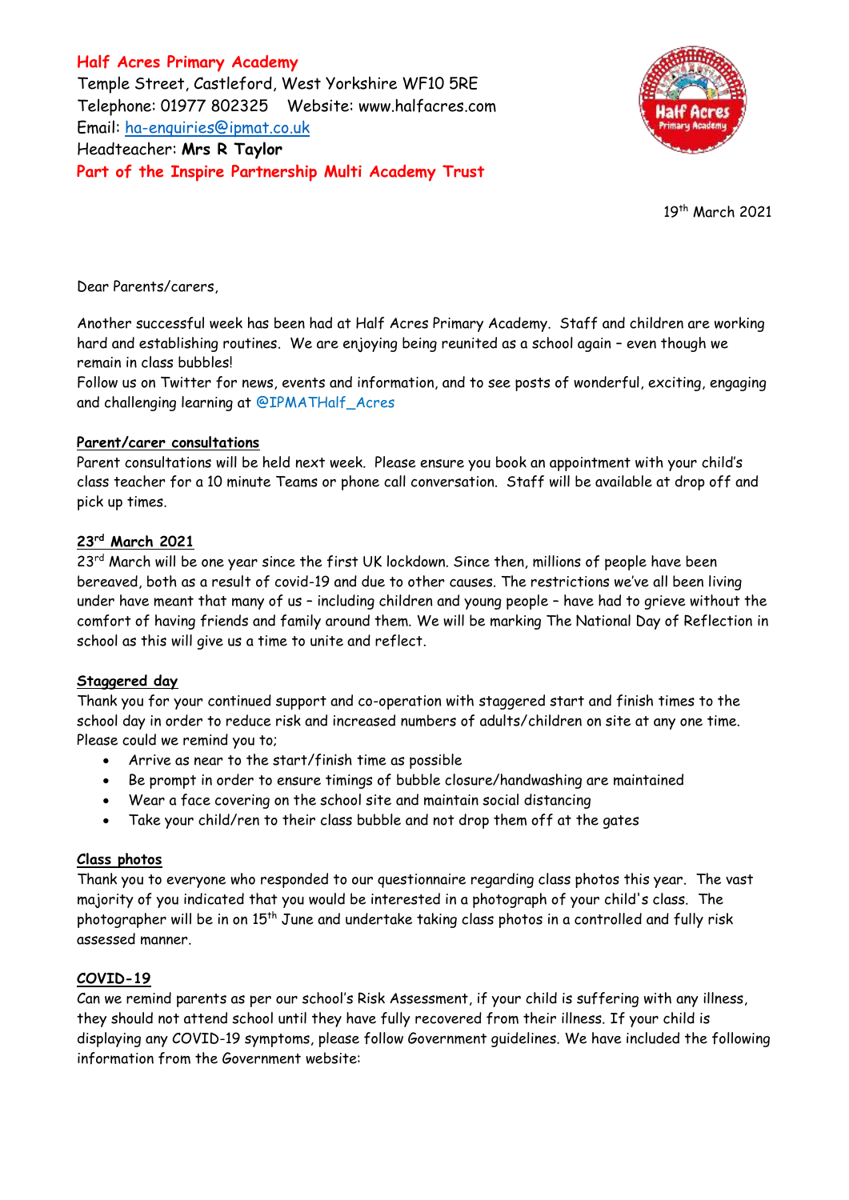**Half Acres Primary Academy**
Temple Street, Castleford, West Yorkshire WF10 5RE
Telephone: 01977 802325 Website: www.halfacres.com
Email: ha-enquiries@ipmat.co.uk
Headteacher: **Mrs R Taylor**
**Part of the Inspire Partnership Multi Academy Trust**

19th March 2021

Dear Parents/carers,

Another successful week has been had at Half Acres Primary Academy. Staff and children are working hard and establishing routines. We are enjoying being reunited as a school again – even though we remain in class bubbles!
Follow us on Twitter for news, events and information, and to see posts of wonderful, exciting, engaging and challenging learning at @IPMATHalf_Acres

**Parent/carer consultations**
Parent consultations will be held next week. Please ensure you book an appointment with your child's class teacher for a 10 minute Teams or phone call conversation. Staff will be available at drop off and pick up times.

**23rd March 2021**
23rd March will be one year since the first UK lockdown. Since then, millions of people have been bereaved, both as a result of covid-19 and due to other causes. The restrictions we've all been living under have meant that many of us – including children and young people – have had to grieve without the comfort of having friends and family around them. We will be marking The National Day of Reflection in school as this will give us a time to unite and reflect.

**Staggered day**
Thank you for your continued support and co-operation with staggered start and finish times to the school day in order to reduce risk and increased numbers of adults/children on site at any one time. Please could we remind you to;

- Arrive as near to the start/finish time as possible
- Be prompt in order to ensure timings of bubble closure/handwashing are maintained
- Wear a face covering on the school site and maintain social distancing
- Take your child/ren to their class bubble and not drop them off at the gates

**Class photos**
Thank you to everyone who responded to our questionnaire regarding class photos this year. The vast majority of you indicated that you would be interested in a photograph of your child's class. The photographer will be in on 15th June and undertake taking class photos in a controlled and fully risk assessed manner.

**COVID-19**
Can we remind parents as per our school's Risk Assessment, if your child is suffering with any illness, they should not attend school until they have fully recovered from their illness. If your child is displaying any COVID-19 symptoms, please follow Government guidelines. We have included the following information from the Government website: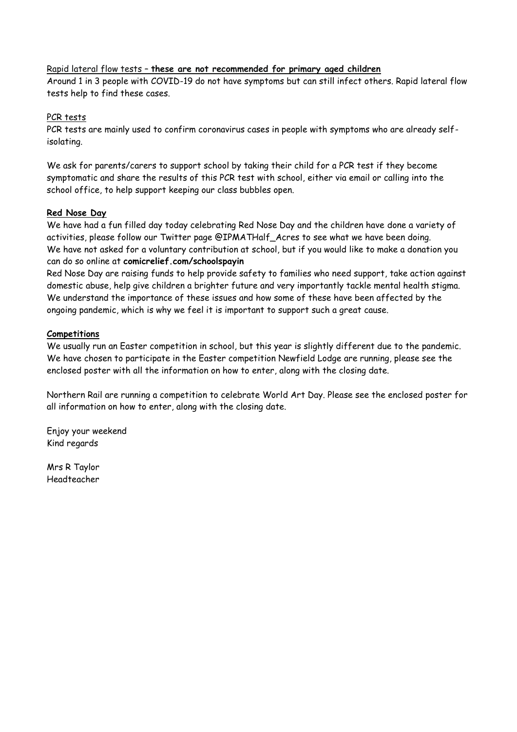Rapid lateral flow tests – **these are not recommended for primary aged children**

Around 1 in 3 people with COVID-19 do not have symptoms but can still infect others. Rapid lateral flow tests help to find these cases.

PCR tests

PCR tests are mainly used to confirm coronavirus cases in people with symptoms who are already self-isolating.

We ask for parents/carers to support school by taking their child for a PCR test if they become symptomatic and share the results of this PCR test with school, either via email or calling into the school office, to help support keeping our class bubbles open.

**Red Nose Day**

We have had a fun filled day today celebrating Red Nose Day and the children have done a variety of activities, please follow our Twitter page @IPMATHalf_Acres to see what we have been doing.
We have not asked for a voluntary contribution at school, but if you would like to make a donation you can do so online at **comicrelief.com/schoolspayin**

Red Nose Day are raising funds to help provide safety to families who need support, take action against domestic abuse, help give children a brighter future and very importantly tackle mental health stigma. We understand the importance of these issues and how some of these have been affected by the ongoing pandemic, which is why we feel it is important to support such a great cause.

**Competitions**

We usually run an Easter competition in school, but this year is slightly different due to the pandemic. We have chosen to participate in the Easter competition Newfield Lodge are running, please see the enclosed poster with all the information on how to enter, along with the closing date.

Northern Rail are running a competition to celebrate World Art Day. Please see the enclosed poster for all information on how to enter, along with the closing date.

Enjoy your weekend
Kind regards

Mrs R Taylor
Headteacher